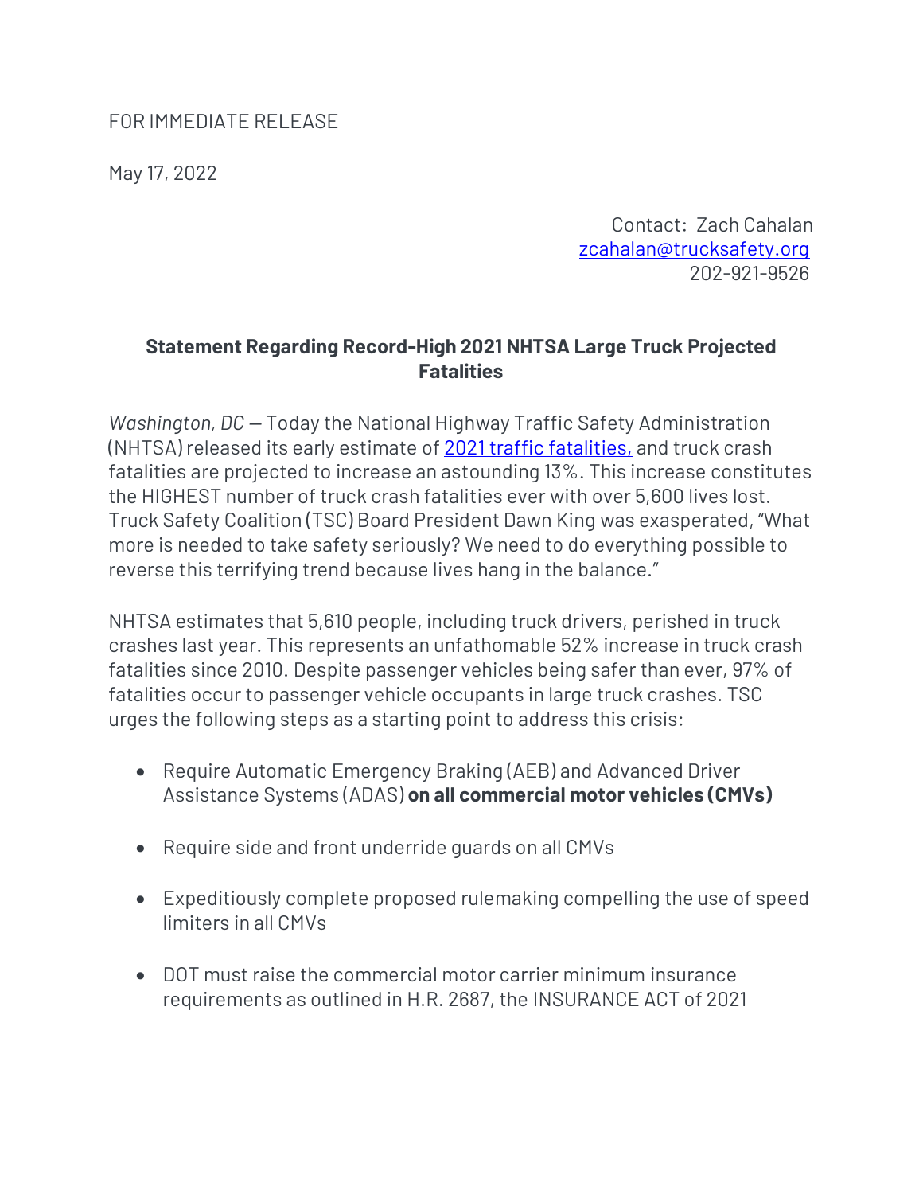FOR IMMEDIATE RELEASE

May 17, 2022

Contact: Zach Cahalan
zcahalan@trucksafety.org
202-921-9526

## Statement Regarding Record-High 2021 NHTSA Large Truck Projected Fatalities

*Washington, DC* — Today the National Highway Traffic Safety Administration (NHTSA) released its early estimate of [2021 traffic fatalities,](#) and truck crash fatalities are projected to increase an astounding 13%. This increase constitutes the HIGHEST number of truck crash fatalities ever with over 5,600 lives lost. Truck Safety Coalition (TSC) Board President Dawn King was exasperated, "What more is needed to take safety seriously? We need to do everything possible to reverse this terrifying trend because lives hang in the balance."

NHTSA estimates that 5,610 people, including truck drivers, perished in truck crashes last year. This represents an unfathomable 52% increase in truck crash fatalities since 2010. Despite passenger vehicles being safer than ever, 97% of fatalities occur to passenger vehicle occupants in large truck crashes. TSC urges the following steps as a starting point to address this crisis:

- Require Automatic Emergency Braking (AEB) and Advanced Driver Assistance Systems (ADAS) **on all commercial motor vehicles (CMVs)**
- Require side and front underride guards on all CMVs
- Expeditiously complete proposed rulemaking compelling the use of speed limiters in all CMVs
- DOT must raise the commercial motor carrier minimum insurance requirements as outlined in H.R. 2687, the INSURANCE ACT of 2021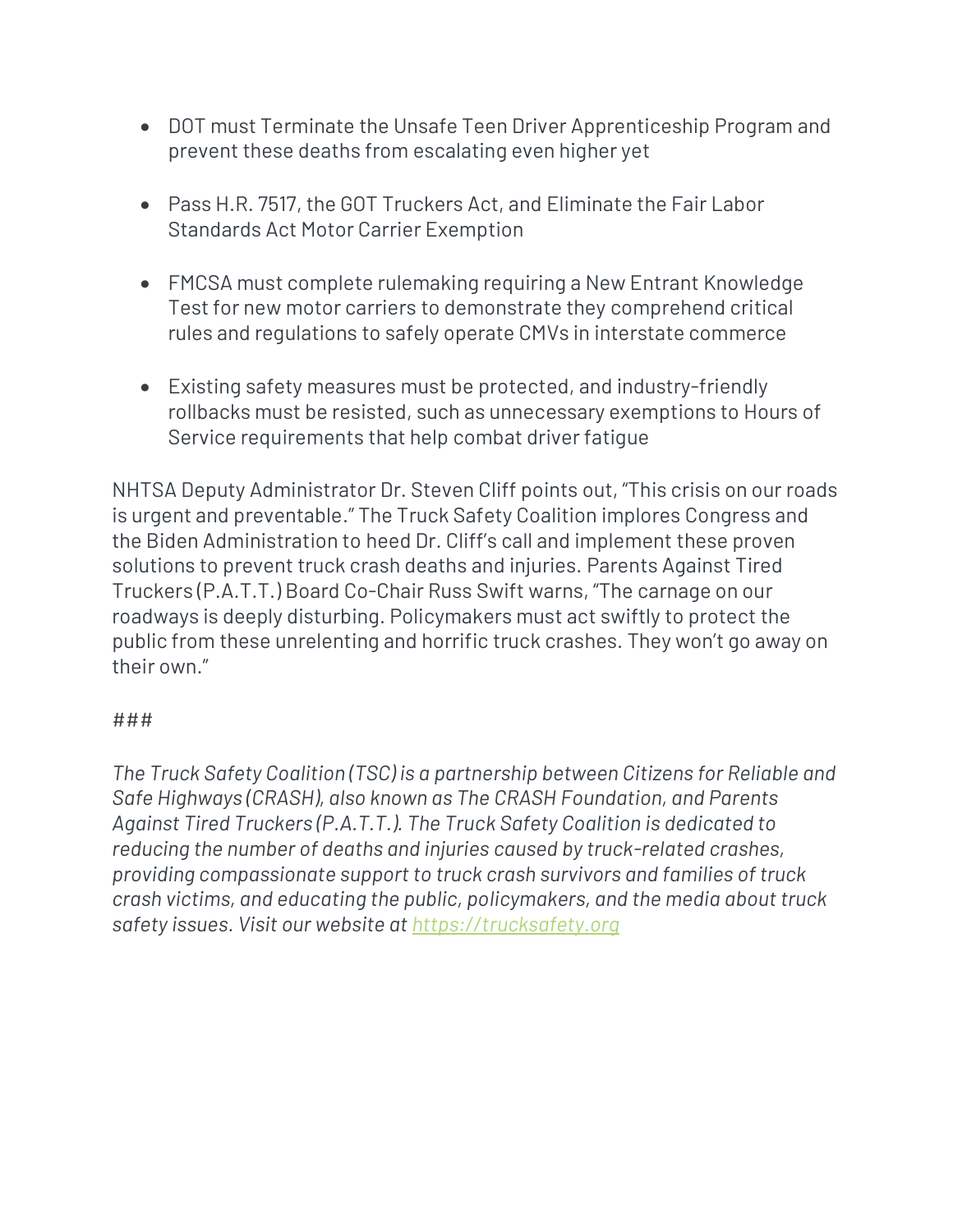- DOT must Terminate the Unsafe Teen Driver Apprenticeship Program and prevent these deaths from escalating even higher yet

- Pass H.R. 7517, the GOT Truckers Act, and Eliminate the Fair Labor Standards Act Motor Carrier Exemption

- FMCSA must complete rulemaking requiring a New Entrant Knowledge Test for new motor carriers to demonstrate they comprehend critical rules and regulations to safely operate CMVs in interstate commerce

- Existing safety measures must be protected, and industry-friendly rollbacks must be resisted, such as unnecessary exemptions to Hours of Service requirements that help combat driver fatigue

NHTSA Deputy Administrator Dr. Steven Cliff points out, "This crisis on our roads is urgent and preventable." The Truck Safety Coalition implores Congress and the Biden Administration to heed Dr. Cliff's call and implement these proven solutions to prevent truck crash deaths and injuries. Parents Against Tired Truckers (P.A.T.T.) Board Co-Chair Russ Swift warns, "The carnage on our roadways is deeply disturbing. Policymakers must act swiftly to protect the public from these unrelenting and horrific truck crashes. They won't go away on their own."

###

*The Truck Safety Coalition (TSC) is a partnership between Citizens for Reliable and Safe Highways (CRASH), also known as The CRASH Foundation, and Parents Against Tired Truckers (P.A.T.T.). The Truck Safety Coalition is dedicated to reducing the number of deaths and injuries caused by truck-related crashes, providing compassionate support to truck crash survivors and families of truck crash victims, and educating the public, policymakers, and the media about truck safety issues. Visit our website at [https://trucksafety.org](https://trucksafety.org)*